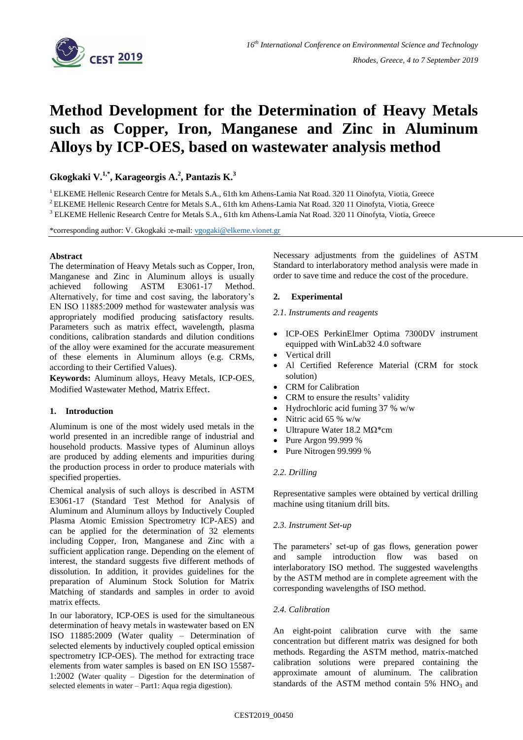# Method Development for the Determination of Heavy Metals such as Copper, Iron, Manganese and Zinc in Aluminum Alloys by ICP-OES, based on wastewater analysis method

**Gkogkaki V.[1,*], Karageorgis A.[2], Pantazis K.[3]**

[1] ELKEME Hellenic Research Centre for Metals S.A., 61th km Athens-Lamia Nat Road. 320 11 Oinofyta, Viotia, Greece
[2] ELKEME Hellenic Research Centre for Metals S.A., 61th km Athens-Lamia Nat Road. 320 11 Oinofyta, Viotia, Greece
[3] ELKEME Hellenic Research Centre for Metals S.A., 61th km Athens-Lamia Nat Road. 320 11 Oinofyta, Viotia, Greece

*corresponding author: V. Gkogkaki :e-mail: vgogaki@elkeme.vionet.gr

**Abstract**

The determination of Heavy Metals such as Copper, Iron, Manganese and Zinc in Aluminum alloys is usually achieved following ASTM E3061-17 Method. Alternatively, for time and cost saving, the laboratory's EN ISO 11885:2009 method for wastewater analysis was appropriately modified producing satisfactory results. Parameters such as matrix effect, wavelength, plasma conditions, calibration standards and dilution conditions of the alloy were examined for the accurate measurement of these elements in Aluminum alloys (e.g. CRMs, according to their Certified Values).

**Keywords:** Aluminum alloys, Heavy Metals, ICP-OES, Modified Wastewater Method, Matrix Effect.

## 1. Introduction

Aluminum is one of the most widely used metals in the world presented in an incredible range of industrial and household products. Massive types of Aluminun alloys are produced by adding elements and impurities during the production process in order to produce materials with specified properties.

Chemical analysis of such alloys is described in ASTM E3061-17 (Standard Test Method for Analysis of Aluminum and Aluminum alloys by Inductively Coupled Plasma Atomic Emission Spectrometry ICP-AES) and can be applied for the determination of 32 elements including Copper, Iron, Manganese and Zinc with a sufficient application range. Depending on the element of interest, the standard suggests five different methods of dissolution. In addition, it provides guidelines for the preparation of Aluminum Stock Solution for Matrix Matching of standards and samples in order to avoid matrix effects.

In our laboratory, ICP-OES is used for the simultaneous determination of heavy metals in wastewater based on EN ISO 11885:2009 (Water quality – Determination of selected elements by inductively coupled optical emission spectrometry ICP-OES). The method for extracting trace elements from water samples is based on EN ISO 15587-1:2002 (Water quality – Digestion for the determination of selected elements in water – Part1: Aqua regia digestion).

Necessary adjustments from the guidelines of ASTM Standard to interlaboratory method analysis were made in order to save time and reduce the cost of the procedure.

## 2. Experimental

### 2.1. Instruments and reagents

- ICP-OES PerkinElmer Optima 7300DV instrument equipped with WinLab32 4.0 software
- Vertical drill
- Al Certified Reference Material (CRM for stock solution)
- CRM for Calibration
- CRM to ensure the results' validity
- Hydrochloric acid fuming 37 % w/w
- Nitric acid 65 % w/w
- Ultrapure Water 18.2 MΩ*cm
- Pure Argon 99.999 %
- Pure Nitrogen 99.999 %

### 2.2. Drilling

Representative samples were obtained by vertical drilling machine using titanium drill bits.

### 2.3. Instrument Set-up

The parameters' set-up of gas flows, generation power and sample introduction flow was based on interlaboratory ISO method. The suggested wavelengths by the ASTM method are in complete agreement with the corresponding wavelengths of ISO method.

### 2.4. Calibration

An eight-point calibration curve with the same concentration but different matrix was designed for both methods. Regarding the ASTM method, matrix-matched calibration solutions were prepared containing the approximate amount of aluminum. The calibration standards of the ASTM method contain 5% $HNO_3$ and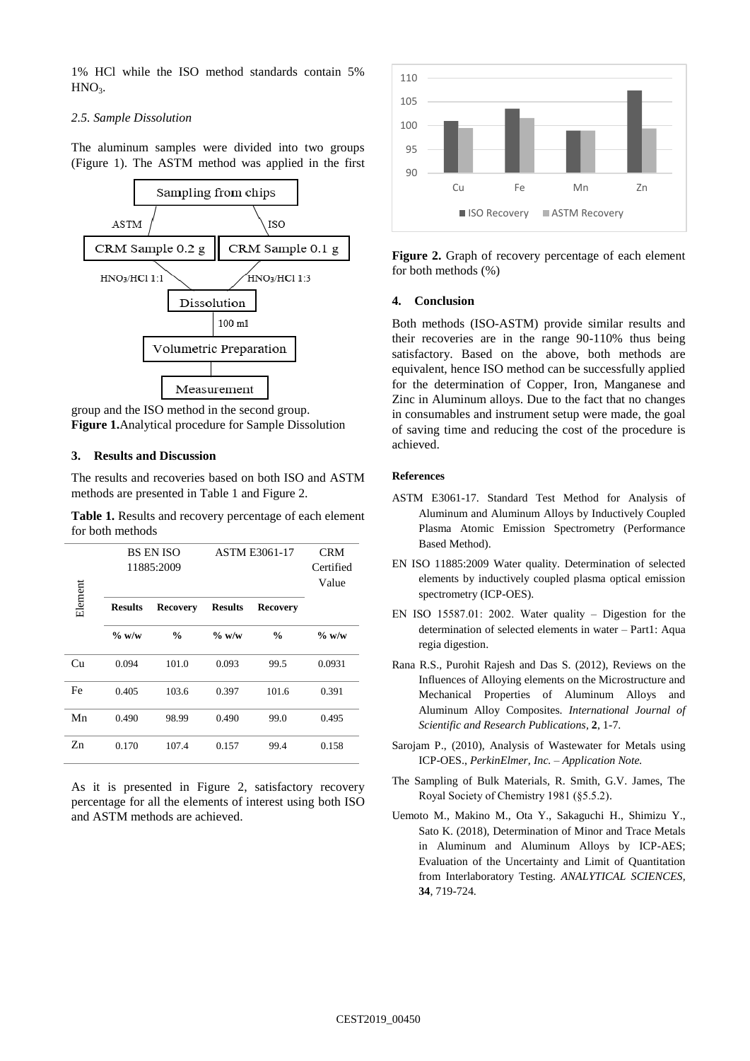1% HCl while the ISO method standards contain 5% $HNO_3$.

### *2.5. Sample Dissolution*

The aluminum samples were divided into two groups (Figure 1). The ASTM method was applied in the first group and the ISO method in the second group.

Sampling from chips

ASTM

ISO

CRM Sample 0.2 g

CRM Sample 0.1 g

$HNO_3$/HCl 1:1

$HNO_3$/HCl 1:3

Dissolution

100 ml

Volumetric Preparation

Measurement

**Figure 1.** Analytical procedure for Sample Dissolution

## 3. Results and Discussion

The results and recoveries based on both ISO and ASTM methods are presented in Table 1 and Figure 2.

**Table 1.** Results and recovery percentage of each element for both methods

| Element | BS EN ISO 11885:2009 | | ASTM E3061-17 | | CRM Certified Value |
|---|---|---|---|---|---|
| | **Results** | **Recovery** | **Results** | **Recovery** | |
| | **% w/w** | **%** | **% w/w** | **%** | **% w/w** |
| Cu | 0.094 | 101.0 | 0.093 | 99.5 | 0.0931 |
| Fe | 0.405 | 103.6 | 0.397 | 101.6 | 0.391 |
| Mn | 0.490 | 98.99 | 0.490 | 99.0 | 0.495 |
| Zn | 0.170 | 107.4 | 0.157 | 99.4 | 0.158 |

As it is presented in Figure 2, satisfactory recovery percentage for all the elements of interest using both ISO and ASTM methods are achieved.

110
105
100
95
90

Cu Fe Mn Zn

ISO Recovery ASTM Recovery

**Figure 2.** Graph of recovery percentage of each element for both methods (%)

## 4. Conclusion

Both methods (ISO-ASTM) provide similar results and their recoveries are in the range 90-110% thus being satisfactory. Based on the above, both methods are equivalent, hence ISO method can be successfully applied for the determination of Copper, Iron, Manganese and Zinc in Aluminum alloys. Due to the fact that no changes in consumables and instrument setup were made, the goal of saving time and reducing the cost of the procedure is achieved.

#### References

ASTM E3061-17. Standard Test Method for Analysis of Aluminum and Aluminum Alloys by Inductively Coupled Plasma Atomic Emission Spectrometry (Performance Based Method).

EN ISO 11885:2009 Water quality. Determination of selected elements by inductively coupled plasma optical emission spectrometry (ICP-OES).

EN ISO 15587.01: 2002. Water quality – Digestion for the determination of selected elements in water – Part1: Aqua regia digestion.

Rana R.S., Purohit Rajesh and Das S. (2012), Reviews on the Influences of Alloying elements on the Microstructure and Mechanical Properties of Aluminum Alloys and Aluminum Alloy Composites. *International Journal of Scientific and Research Publications*, **2**, 1-7.

Sarojam P., (2010), Analysis of Wastewater for Metals using ICP-OES., *PerkinElmer, Inc. – Application Note.*

The Sampling of Bulk Materials, R. Smith, G.V. James, The Royal Society of Chemistry 1981 (§5.5.2).

Uemoto M., Makino M., Ota Y., Sakaguchi H., Shimizu Y., Sato K. (2018), Determination of Minor and Trace Metals in Aluminum and Aluminum Alloys by ICP-AES; Evaluation of the Uncertainty and Limit of Quantitation from Interlaboratory Testing. *ANALYTICAL SCIENCES*, **34**, 719-724.